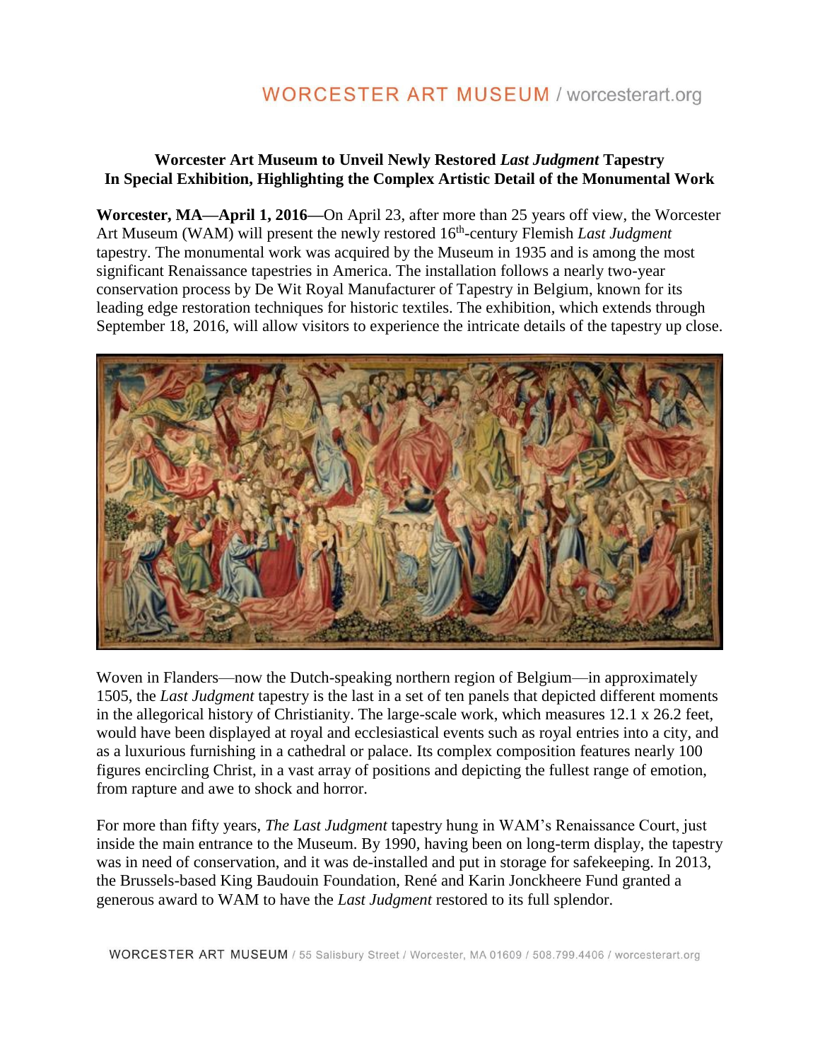WORCESTER ART MUSEUM / worcesterart.org

**Worcester Art Museum to Unveil Newly Restored *Last Judgment* Tapestry In Special Exhibition, Highlighting the Complex Artistic Detail of the Monumental Work**

**Worcester, MA—April 1, 2016—**On April 23, after more than 25 years off view, the Worcester Art Museum (WAM) will present the newly restored 16th-century Flemish *Last Judgment* tapestry. The monumental work was acquired by the Museum in 1935 and is among the most significant Renaissance tapestries in America. The installation follows a nearly two-year conservation process by De Wit Royal Manufacturer of Tapestry in Belgium, known for its leading edge restoration techniques for historic textiles. The exhibition, which extends through September 18, 2016, will allow visitors to experience the intricate details of the tapestry up close.

Woven in Flanders—now the Dutch-speaking northern region of Belgium—in approximately 1505, the *Last Judgment* tapestry is the last in a set of ten panels that depicted different moments in the allegorical history of Christianity. The large-scale work, which measures 12.1 x 26.2 feet, would have been displayed at royal and ecclesiastical events such as royal entries into a city, and as a luxurious furnishing in a cathedral or palace. Its complex composition features nearly 100 figures encircling Christ, in a vast array of positions and depicting the fullest range of emotion, from rapture and awe to shock and horror.

For more than fifty years, *The Last Judgment* tapestry hung in WAM's Renaissance Court, just inside the main entrance to the Museum. By 1990, having been on long-term display, the tapestry was in need of conservation, and it was de-installed and put in storage for safekeeping. In 2013, the Brussels-based King Baudouin Foundation, René and Karin Jonckheere Fund granted a generous award to WAM to have the *Last Judgment* restored to its full splendor.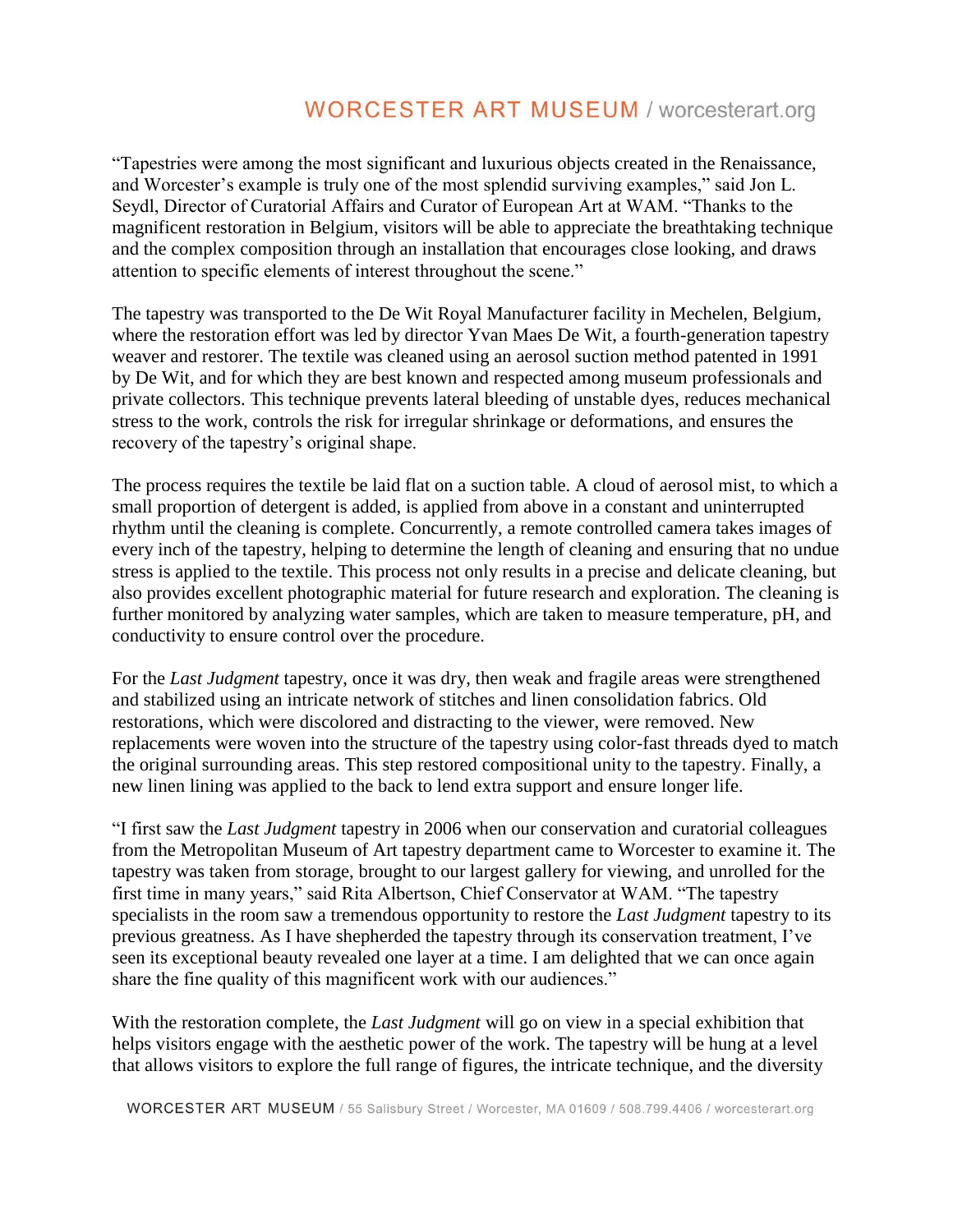"Tapestries were among the most significant and luxurious objects created in the Renaissance, and Worcester's example is truly one of the most splendid surviving examples," said Jon L. Seydl, Director of Curatorial Affairs and Curator of European Art at WAM. "Thanks to the magnificent restoration in Belgium, visitors will be able to appreciate the breathtaking technique and the complex composition through an installation that encourages close looking, and draws attention to specific elements of interest throughout the scene."

The tapestry was transported to the De Wit Royal Manufacturer facility in Mechelen, Belgium, where the restoration effort was led by director Yvan Maes De Wit, a fourth-generation tapestry weaver and restorer. The textile was cleaned using an aerosol suction method patented in 1991 by De Wit, and for which they are best known and respected among museum professionals and private collectors. This technique prevents lateral bleeding of unstable dyes, reduces mechanical stress to the work, controls the risk for irregular shrinkage or deformations, and ensures the recovery of the tapestry's original shape.

The process requires the textile be laid flat on a suction table. A cloud of aerosol mist, to which a small proportion of detergent is added, is applied from above in a constant and uninterrupted rhythm until the cleaning is complete. Concurrently, a remote controlled camera takes images of every inch of the tapestry, helping to determine the length of cleaning and ensuring that no undue stress is applied to the textile. This process not only results in a precise and delicate cleaning, but also provides excellent photographic material for future research and exploration. The cleaning is further monitored by analyzing water samples, which are taken to measure temperature, pH, and conductivity to ensure control over the procedure.

For the *Last Judgment* tapestry, once it was dry, then weak and fragile areas were strengthened and stabilized using an intricate network of stitches and linen consolidation fabrics. Old restorations, which were discolored and distracting to the viewer, were removed. New replacements were woven into the structure of the tapestry using color-fast threads dyed to match the original surrounding areas. This step restored compositional unity to the tapestry. Finally, a new linen lining was applied to the back to lend extra support and ensure longer life.

"I first saw the *Last Judgment* tapestry in 2006 when our conservation and curatorial colleagues from the Metropolitan Museum of Art tapestry department came to Worcester to examine it. The tapestry was taken from storage, brought to our largest gallery for viewing, and unrolled for the first time in many years," said Rita Albertson, Chief Conservator at WAM. "The tapestry specialists in the room saw a tremendous opportunity to restore the *Last Judgment* tapestry to its previous greatness. As I have shepherded the tapestry through its conservation treatment, I've seen its exceptional beauty revealed one layer at a time. I am delighted that we can once again share the fine quality of this magnificent work with our audiences."

With the restoration complete, the *Last Judgment* will go on view in a special exhibition that helps visitors engage with the aesthetic power of the work. The tapestry will be hung at a level that allows visitors to explore the full range of figures, the intricate technique, and the diversity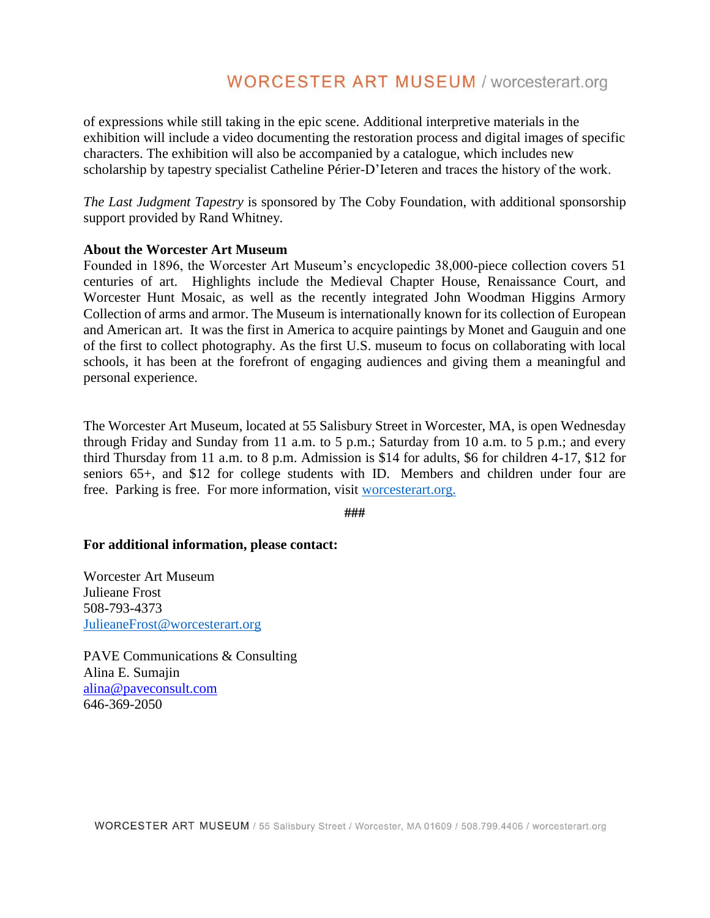of expressions while still taking in the epic scene. Additional interpretive materials in the exhibition will include a video documenting the restoration process and digital images of specific characters. The exhibition will also be accompanied by a catalogue, which includes new scholarship by tapestry specialist Catheline Périer-D'Ieteren and traces the history of the work.

*The Last Judgment Tapestry* is sponsored by The Coby Foundation, with additional sponsorship support provided by Rand Whitney.

**About the Worcester Art Museum**

Founded in 1896, the Worcester Art Museum's encyclopedic 38,000-piece collection covers 51 centuries of art. Highlights include the Medieval Chapter House, Renaissance Court, and Worcester Hunt Mosaic, as well as the recently integrated John Woodman Higgins Armory Collection of arms and armor. The Museum is internationally known for its collection of European and American art. It was the first in America to acquire paintings by Monet and Gauguin and one of the first to collect photography. As the first U.S. museum to focus on collaborating with local schools, it has been at the forefront of engaging audiences and giving them a meaningful and personal experience.

The Worcester Art Museum, located at 55 Salisbury Street in Worcester, MA, is open Wednesday through Friday and Sunday from 11 a.m. to 5 p.m.; Saturday from 10 a.m. to 5 p.m.; and every third Thursday from 11 a.m. to 8 p.m. Admission is $14 for adults, $6 for children 4-17, $12 for seniors 65+, and $12 for college students with ID. Members and children under four are free. Parking is free. For more information, visit [worcesterart.org.](http://worcesterart.org)

###

**For additional information, please contact:**

Worcester Art Museum
Julieane Frost
508-793-4373
[JulieaneFrost@worcesterart.org](mailto:JulieaneFrost@worcesterart.org)

PAVE Communications & Consulting
Alina E. Sumajin
[alina@paveconsult.com](mailto:alina@paveconsult.com)
646-369-2050